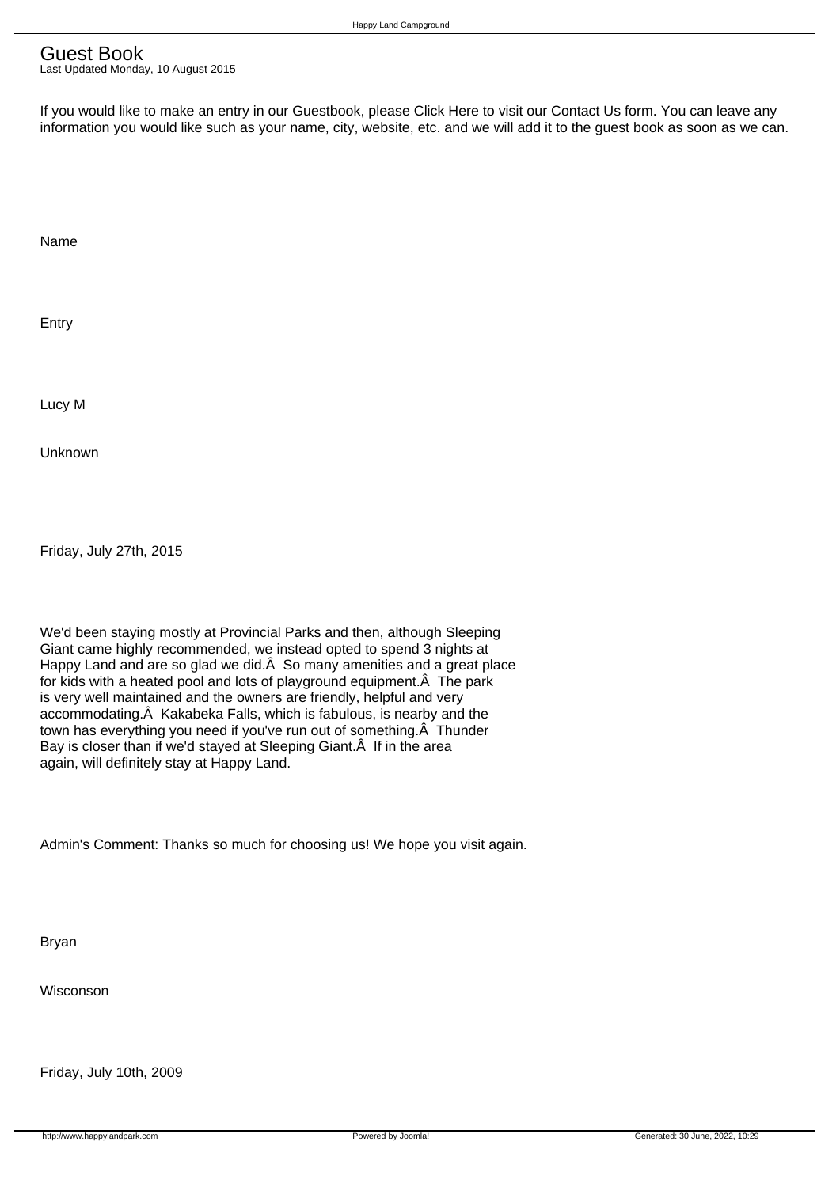# Guest Book

Last Updated Monday, 10 August 2015

If you would like to make an entry in our Guestbook, please Click Here to visit our Contact Us form. You can leave any information you would like such as your name, city, website, etc. and we will add it to the guest book as soon as we can.

Name

Entry

Lucy M

Unknown

Friday, July 27th, 2015

We'd been staying mostly at Provincial Parks and then, although Sleeping Giant came highly recommended, we instead opted to spend 3 nights at Happy Land and are so glad we did.Â  So many amenities and a great place for kids with a heated pool and lots of playground equipment.Â  The park is very well maintained and the owners are friendly, helpful and very accommodating.Â  Kakabeka Falls, which is fabulous, is nearby and the town has everything you need if you've run out of something.Â  Thunder Bay is closer than if we'd stayed at Sleeping Giant.Â  If in the area again, will definitely stay at Happy Land.

Admin's Comment: Thanks so much for choosing us! We hope you visit again.

Bryan

Wisconson

Friday, July 10th, 2009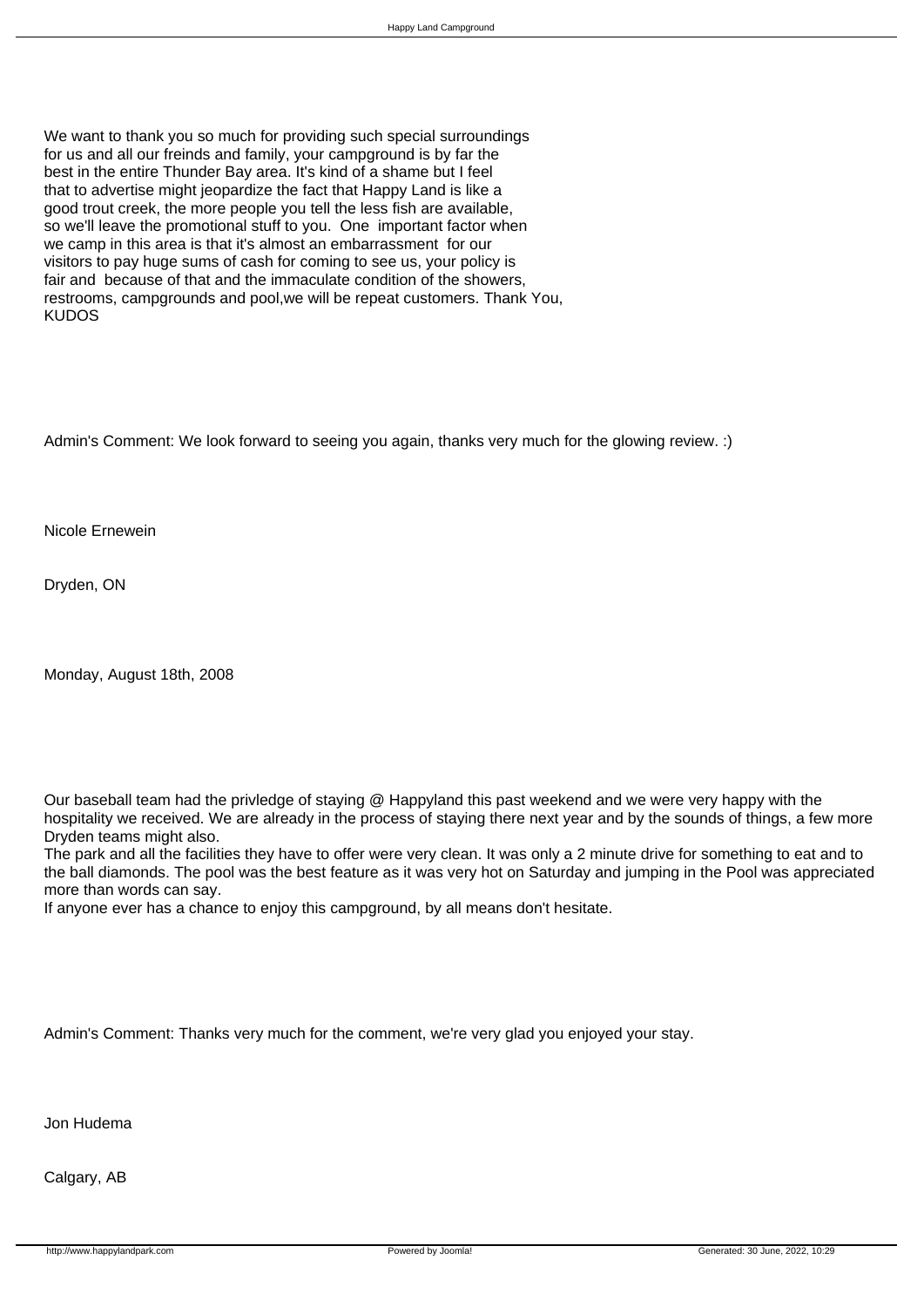We want to thank you so much for providing such special surroundings for us and all our freinds and family, your campground is by far the best in the entire Thunder Bay area. It's kind of a shame but I feel that to advertise might jeopardize the fact that Happy Land is like a good trout creek, the more people you tell the less fish are available, so we'll leave the promotional stuff to you. One important factor when we camp in this area is that it's almost an embarrassment for our visitors to pay huge sums of cash for coming to see us, your policy is fair and because of that and the immaculate condition of the showers, restrooms, campgrounds and pool,we will be repeat customers. Thank You, KUDOS

Admin's Comment: We look forward to seeing you again, thanks very much for the glowing review. :)

Nicole Ernewein

Dryden, ON

Monday, August 18th, 2008

Our baseball team had the privledge of staying @ Happyland this past weekend and we were very happy with the hospitality we received. We are already in the process of staying there next year and by the sounds of things, a few more Dryden teams might also.
The park and all the facilities they have to offer were very clean. It was only a 2 minute drive for something to eat and to the ball diamonds. The pool was the best feature as it was very hot on Saturday and jumping in the Pool was appreciated more than words can say.
If anyone ever has a chance to enjoy this campground, by all means don't hesitate.

Admin's Comment: Thanks very much for the comment, we're very glad you enjoyed your stay.

Jon Hudema

Calgary, AB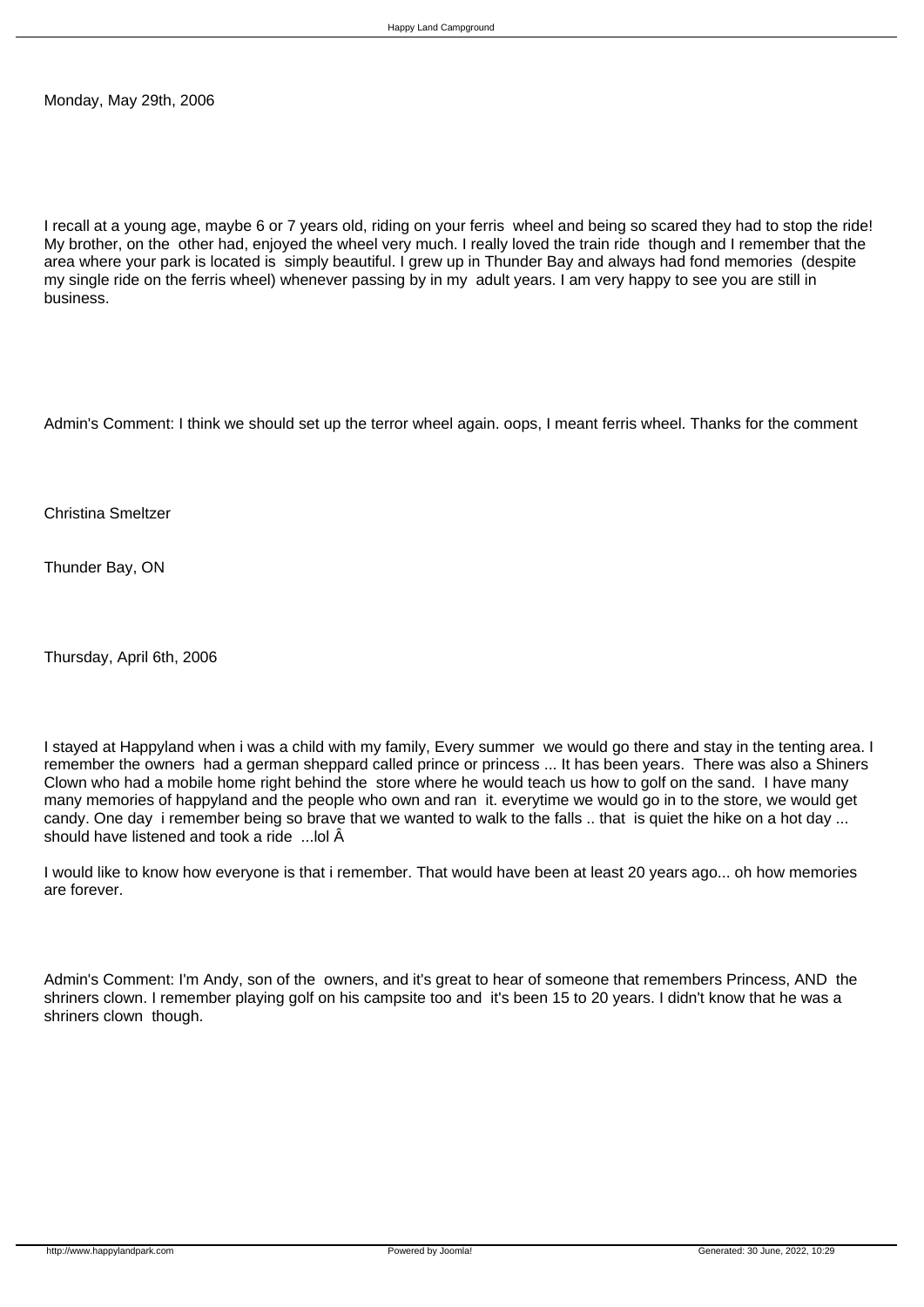Monday, May 29th, 2006

I recall at a young age, maybe 6 or 7 years old, riding on your ferris wheel and being so scared they had to stop the ride! My brother, on the other had, enjoyed the wheel very much. I really loved the train ride though and I remember that the area where your park is located is simply beautiful. I grew up in Thunder Bay and always had fond memories (despite my single ride on the ferris wheel) whenever passing by in my adult years. I am very happy to see you are still in business.

Admin's Comment: I think we should set up the terror wheel again. oops, I meant ferris wheel. Thanks for the comment

Christina Smeltzer

Thunder Bay, ON

Thursday, April 6th, 2006

I stayed at Happyland when i was a child with my family, Every summer we would go there and stay in the tenting area. I remember the owners had a german sheppard called prince or princess ... It has been years. There was also a Shiners Clown who had a mobile home right behind the store where he would teach us how to golf on the sand. I have many many memories of happyland and the people who own and ran it. everytime we would go in to the store, we would get candy. One day i remember being so brave that we wanted to walk to the falls .. that is quiet the hike on a hot day ... should have listened and took a ride ...lol Â

I would like to know how everyone is that i remember. That would have been at least 20 years ago... oh how memories are forever.

Admin's Comment: I'm Andy, son of the owners, and it's great to hear of someone that remembers Princess, AND the shriners clown. I remember playing golf on his campsite too and it's been 15 to 20 years. I didn't know that he was a shriners clown though.